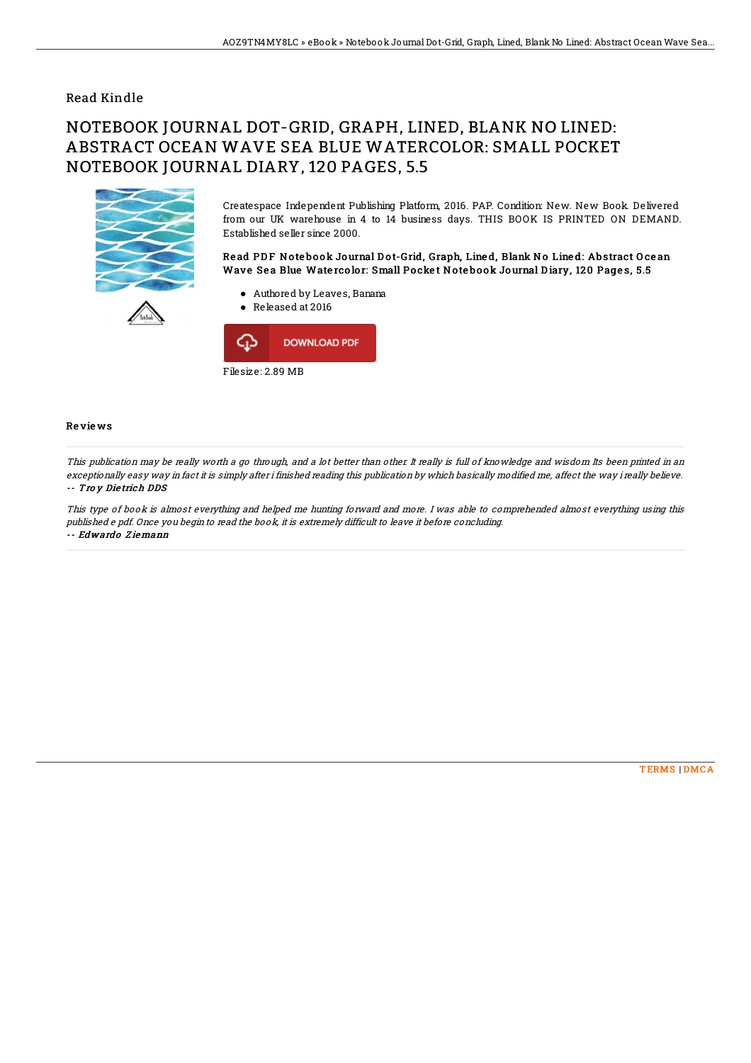Read Kindle

# NOTEBOOK JOURNAL DOT-GRID, GRAPH, LINED, BLANK NO LINED: ABSTRACT OCEAN WAVE SEA BLUE WATERCOLOR: SMALL POCKET NOTEBOOK JOURNAL DIARY, 120 PAGES, 5.5

Createspace Independent Publishing Platform, 2016. PAP. Condition: New. New Book. Delivered from our UK warehouse in 4 to 14 business days. THIS BOOK IS PRINTED ON DEMAND. Established seller since 2000.

**Read PDF Notebook Journal Dot-Grid, Graph, Lined, Blank No Lined: Abstract Ocean Wave Sea Blue Watercolor: Small Pocket Notebook Journal Diary, 120 Pages, 5.5**

- Authored by Leaves, Banana
- Released at 2016

DOWNLOAD PDF

Filesize: 2.89 MB

## Reviews

*This publication may be really worth a go through, and a lot better than other. It really is full of knowledge and wisdom Its been printed in an exceptionally easy way in fact it is simply after i finished reading this publication by which basically modified me, affect the way i really believe.*
-- ***Troy Dietrich DDS***

*This type of book is almost everything and helped me hunting forward and more. I was able to comprehended almost everything using this published e pdf. Once you begin to read the book, it is extremely difficult to leave it before concluding.*
-- ***Edwardo Ziemann***

TERMS | DMCA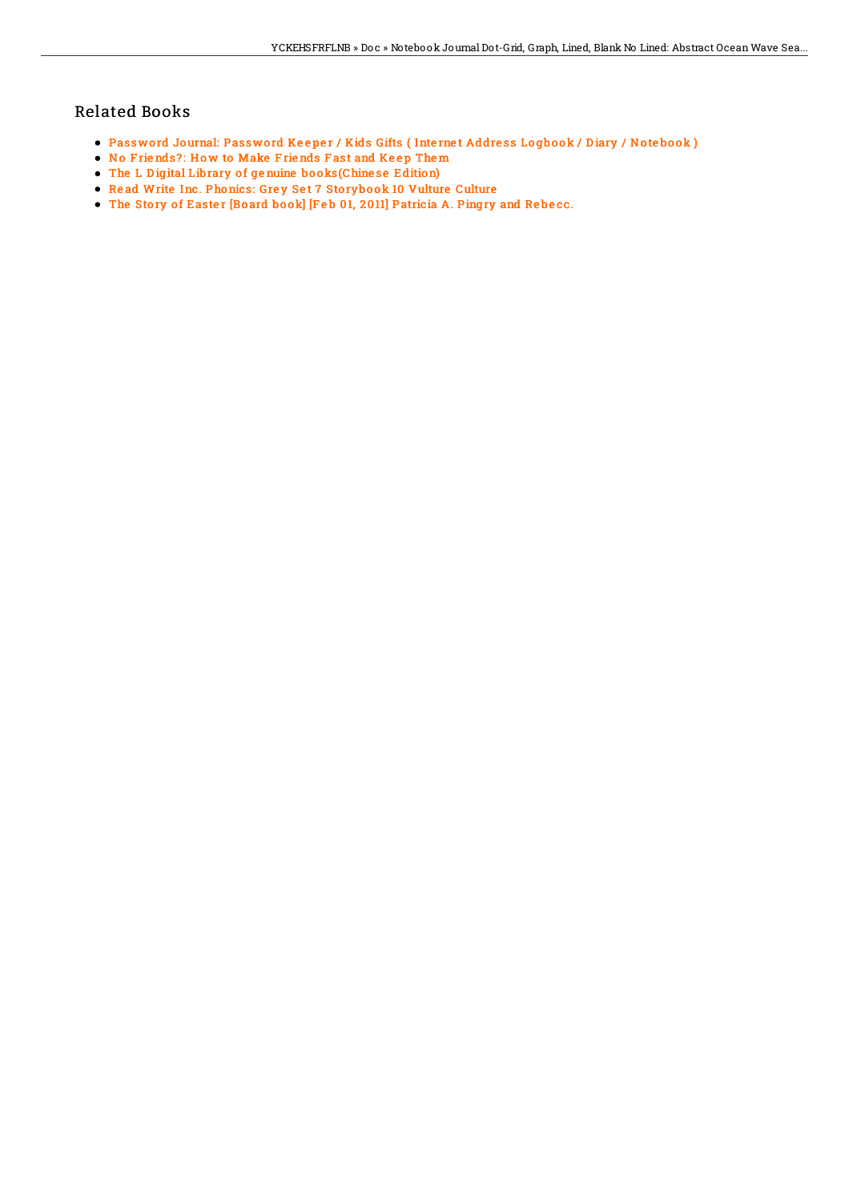## Related Books

- Password Journal: Password Keeper / Kids Gifts ( Internet Address Logbook / Diary / Notebook )
- No Friends?: How to Make Friends Fast and Keep Them
- The L Digital Library of genuine books(Chinese Edition)
- Read Write Inc. Phonics: Grey Set 7 Storybook 10 Vulture Culture
- The Story of Easter [Board book] [Feb 01, 2011] Patricia A. Pingry and Rebecc.